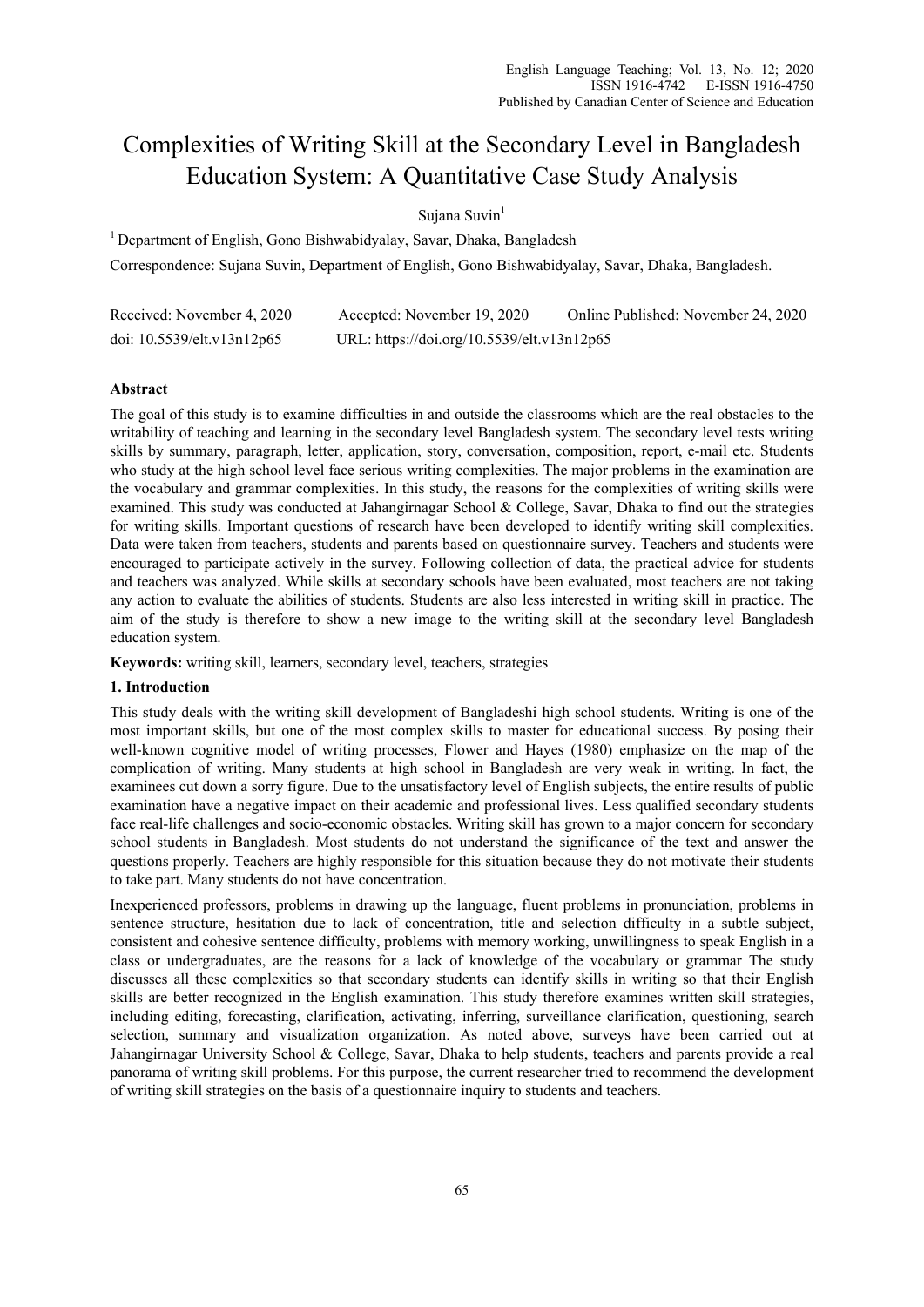# Complexities of Writing Skill at the Secondary Level in Bangladesh Education System: A Quantitative Case Study Analysis

Sujana Suvin[1]

[1] Department of English, Gono Bishwabidyalay, Savar, Dhaka, Bangladesh

Correspondence: Sujana Suvin, Department of English, Gono Bishwabidyalay, Savar, Dhaka, Bangladesh.

Received: November 4, 2020   Accepted: November 19, 2020   Online Published: November 24, 2020

doi: 10.5539/elt.v13n12p65   URL: https://doi.org/10.5539/elt.v13n12p65

## Abstract

The goal of this study is to examine difficulties in and outside the classrooms which are the real obstacles to the writability of teaching and learning in the secondary level Bangladesh system. The secondary level tests writing skills by summary, paragraph, letter, application, story, conversation, composition, report, e-mail etc. Students who study at the high school level face serious writing complexities. The major problems in the examination are the vocabulary and grammar complexities. In this study, the reasons for the complexities of writing skills were examined. This study was conducted at Jahangirnagar School & College, Savar, Dhaka to find out the strategies for writing skills. Important questions of research have been developed to identify writing skill complexities. Data were taken from teachers, students and parents based on questionnaire survey. Teachers and students were encouraged to participate actively in the survey. Following collection of data, the practical advice for students and teachers was analyzed. While skills at secondary schools have been evaluated, most teachers are not taking any action to evaluate the abilities of students. Students are also less interested in writing skill in practice. The aim of the study is therefore to show a new image to the writing skill at the secondary level Bangladesh education system.

**Keywords:** writing skill, learners, secondary level, teachers, strategies

## 1. Introduction

This study deals with the writing skill development of Bangladeshi high school students. Writing is one of the most important skills, but one of the most complex skills to master for educational success. By posing their well-known cognitive model of writing processes, Flower and Hayes (1980) emphasize on the map of the complication of writing. Many students at high school in Bangladesh are very weak in writing. In fact, the examinees cut down a sorry figure. Due to the unsatisfactory level of English subjects, the entire results of public examination have a negative impact on their academic and professional lives. Less qualified secondary students face real-life challenges and socio-economic obstacles. Writing skill has grown to a major concern for secondary school students in Bangladesh. Most students do not understand the significance of the text and answer the questions properly. Teachers are highly responsible for this situation because they do not motivate their students to take part. Many students do not have concentration.

Inexperienced professors, problems in drawing up the language, fluent problems in pronunciation, problems in sentence structure, hesitation due to lack of concentration, title and selection difficulty in a subtle subject, consistent and cohesive sentence difficulty, problems with memory working, unwillingness to speak English in a class or undergraduates, are the reasons for a lack of knowledge of the vocabulary or grammar The study discusses all these complexities so that secondary students can identify skills in writing so that their English skills are better recognized in the English examination. This study therefore examines written skill strategies, including editing, forecasting, clarification, activating, inferring, surveillance clarification, questioning, search selection, summary and visualization organization. As noted above, surveys have been carried out at Jahangirnagar University School & College, Savar, Dhaka to help students, teachers and parents provide a real panorama of writing skill problems. For this purpose, the current researcher tried to recommend the development of writing skill strategies on the basis of a questionnaire inquiry to students and teachers.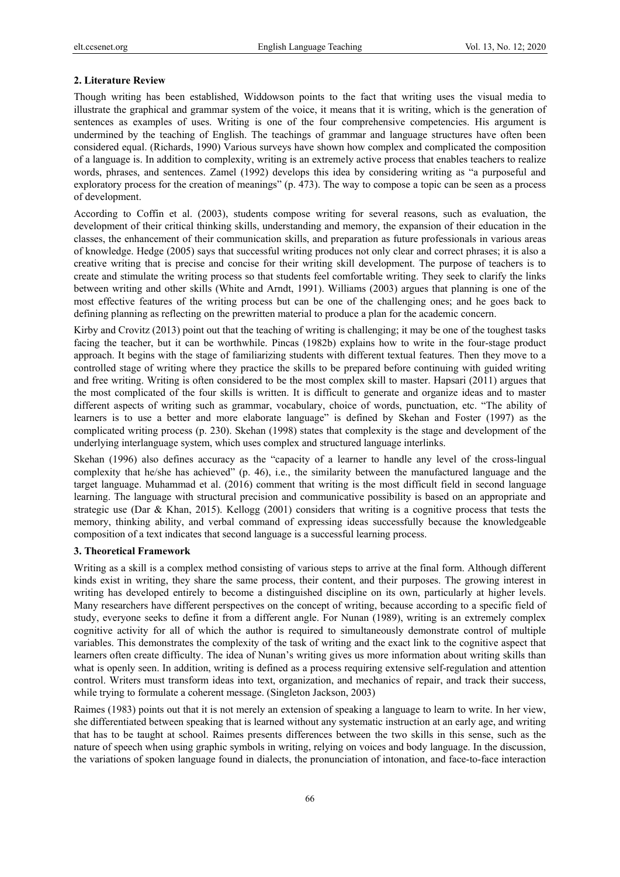### 2. Literature Review

Though writing has been established, Widdowson points to the fact that writing uses the visual media to illustrate the graphical and grammar system of the voice, it means that it is writing, which is the generation of sentences as examples of uses. Writing is one of the four comprehensive competencies. His argument is undermined by the teaching of English. The teachings of grammar and language structures have often been considered equal. (Richards, 1990) Various surveys have shown how complex and complicated the composition of a language is. In addition to complexity, writing is an extremely active process that enables teachers to realize words, phrases, and sentences. Zamel (1992) develops this idea by considering writing as "a purposeful and exploratory process for the creation of meanings" (p. 473). The way to compose a topic can be seen as a process of development.

According to Coffin et al. (2003), students compose writing for several reasons, such as evaluation, the development of their critical thinking skills, understanding and memory, the expansion of their education in the classes, the enhancement of their communication skills, and preparation as future professionals in various areas of knowledge. Hedge (2005) says that successful writing produces not only clear and correct phrases; it is also a creative writing that is precise and concise for their writing skill development. The purpose of teachers is to create and stimulate the writing process so that students feel comfortable writing. They seek to clarify the links between writing and other skills (White and Arndt, 1991). Williams (2003) argues that planning is one of the most effective features of the writing process but can be one of the challenging ones; and he goes back to defining planning as reflecting on the prewritten material to produce a plan for the academic concern.

Kirby and Crovitz (2013) point out that the teaching of writing is challenging; it may be one of the toughest tasks facing the teacher, but it can be worthwhile. Pincas (1982b) explains how to write in the four-stage product approach. It begins with the stage of familiarizing students with different textual features. Then they move to a controlled stage of writing where they practice the skills to be prepared before continuing with guided writing and free writing. Writing is often considered to be the most complex skill to master. Hapsari (2011) argues that the most complicated of the four skills is written. It is difficult to generate and organize ideas and to master different aspects of writing such as grammar, vocabulary, choice of words, punctuation, etc. "The ability of learners is to use a better and more elaborate language" is defined by Skehan and Foster (1997) as the complicated writing process (p. 230). Skehan (1998) states that complexity is the stage and development of the underlying interlanguage system, which uses complex and structured language interlinks.

Skehan (1996) also defines accuracy as the "capacity of a learner to handle any level of the cross-lingual complexity that he/she has achieved" (p. 46), i.e., the similarity between the manufactured language and the target language. Muhammad et al. (2016) comment that writing is the most difficult field in second language learning. The language with structural precision and communicative possibility is based on an appropriate and strategic use (Dar & Khan, 2015). Kellogg (2001) considers that writing is a cognitive process that tests the memory, thinking ability, and verbal command of expressing ideas successfully because the knowledgeable composition of a text indicates that second language is a successful learning process.

### 3. Theoretical Framework

Writing as a skill is a complex method consisting of various steps to arrive at the final form. Although different kinds exist in writing, they share the same process, their content, and their purposes. The growing interest in writing has developed entirely to become a distinguished discipline on its own, particularly at higher levels. Many researchers have different perspectives on the concept of writing, because according to a specific field of study, everyone seeks to define it from a different angle. For Nunan (1989), writing is an extremely complex cognitive activity for all of which the author is required to simultaneously demonstrate control of multiple variables. This demonstrates the complexity of the task of writing and the exact link to the cognitive aspect that learners often create difficulty. The idea of Nunan's writing gives us more information about writing skills than what is openly seen. In addition, writing is defined as a process requiring extensive self-regulation and attention control. Writers must transform ideas into text, organization, and mechanics of repair, and track their success, while trying to formulate a coherent message. (Singleton Jackson, 2003)

Raimes (1983) points out that it is not merely an extension of speaking a language to learn to write. In her view, she differentiated between speaking that is learned without any systematic instruction at an early age, and writing that has to be taught at school. Raimes presents differences between the two skills in this sense, such as the nature of speech when using graphic symbols in writing, relying on voices and body language. In the discussion, the variations of spoken language found in dialects, the pronunciation of intonation, and face-to-face interaction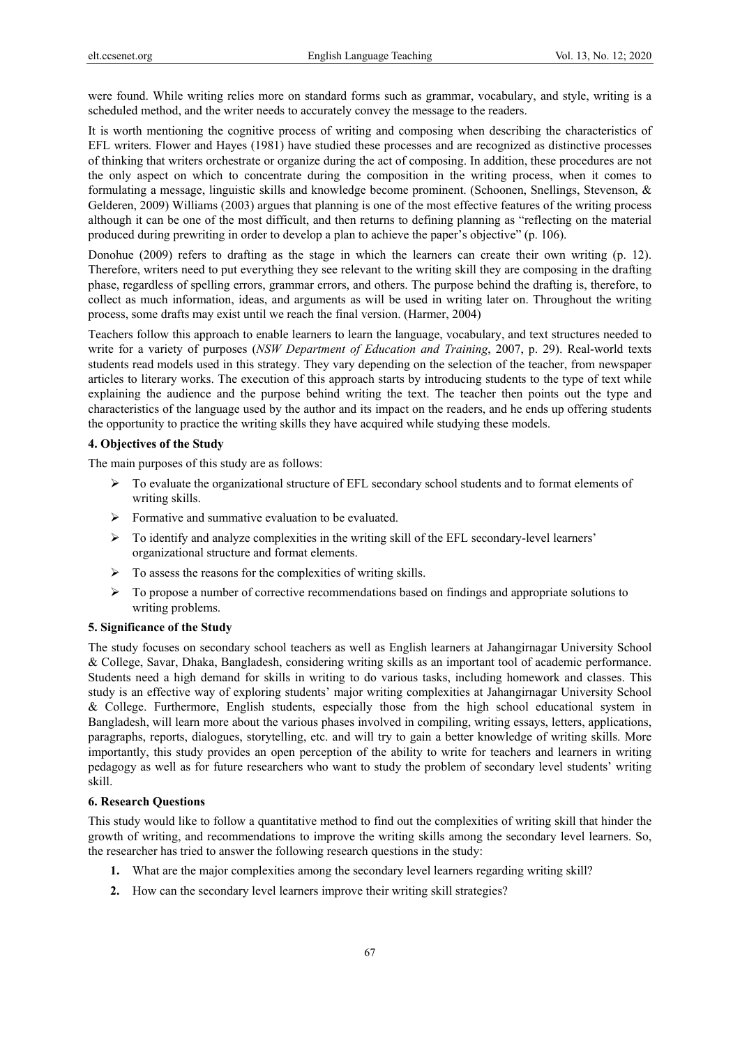were found. While writing relies more on standard forms such as grammar, vocabulary, and style, writing is a scheduled method, and the writer needs to accurately convey the message to the readers.

It is worth mentioning the cognitive process of writing and composing when describing the characteristics of EFL writers. Flower and Hayes (1981) have studied these processes and are recognized as distinctive processes of thinking that writers orchestrate or organize during the act of composing. In addition, these procedures are not the only aspect on which to concentrate during the composition in the writing process, when it comes to formulating a message, linguistic skills and knowledge become prominent. (Schoonen, Snellings, Stevenson, & Gelderen, 2009) Williams (2003) argues that planning is one of the most effective features of the writing process although it can be one of the most difficult, and then returns to defining planning as "reflecting on the material produced during prewriting in order to develop a plan to achieve the paper's objective" (p. 106).

Donohue (2009) refers to drafting as the stage in which the learners can create their own writing (p. 12). Therefore, writers need to put everything they see relevant to the writing skill they are composing in the drafting phase, regardless of spelling errors, grammar errors, and others. The purpose behind the drafting is, therefore, to collect as much information, ideas, and arguments as will be used in writing later on. Throughout the writing process, some drafts may exist until we reach the final version. (Harmer, 2004)

Teachers follow this approach to enable learners to learn the language, vocabulary, and text structures needed to write for a variety of purposes (*NSW Department of Education and Training*, 2007, p. 29). Real-world texts students read models used in this strategy. They vary depending on the selection of the teacher, from newspaper articles to literary works. The execution of this approach starts by introducing students to the type of text while explaining the audience and the purpose behind writing the text. The teacher then points out the type and characteristics of the language used by the author and its impact on the readers, and he ends up offering students the opportunity to practice the writing skills they have acquired while studying these models.

## 4. Objectives of the Study

The main purposes of this study are as follows:

- To evaluate the organizational structure of EFL secondary school students and to format elements of writing skills.
- Formative and summative evaluation to be evaluated.
- To identify and analyze complexities in the writing skill of the EFL secondary-level learners' organizational structure and format elements.
- To assess the reasons for the complexities of writing skills.
- To propose a number of corrective recommendations based on findings and appropriate solutions to writing problems.

## 5. Significance of the Study

The study focuses on secondary school teachers as well as English learners at Jahangirnagar University School & College, Savar, Dhaka, Bangladesh, considering writing skills as an important tool of academic performance. Students need a high demand for skills in writing to do various tasks, including homework and classes. This study is an effective way of exploring students' major writing complexities at Jahangirnagar University School & College. Furthermore, English students, especially those from the high school educational system in Bangladesh, will learn more about the various phases involved in compiling, writing essays, letters, applications, paragraphs, reports, dialogues, storytelling, etc. and will try to gain a better knowledge of writing skills. More importantly, this study provides an open perception of the ability to write for teachers and learners in writing pedagogy as well as for future researchers who want to study the problem of secondary level students' writing skill.

## 6. Research Questions

This study would like to follow a quantitative method to find out the complexities of writing skill that hinder the growth of writing, and recommendations to improve the writing skills among the secondary level learners. So, the researcher has tried to answer the following research questions in the study:

1. What are the major complexities among the secondary level learners regarding writing skill?
2. How can the secondary level learners improve their writing skill strategies?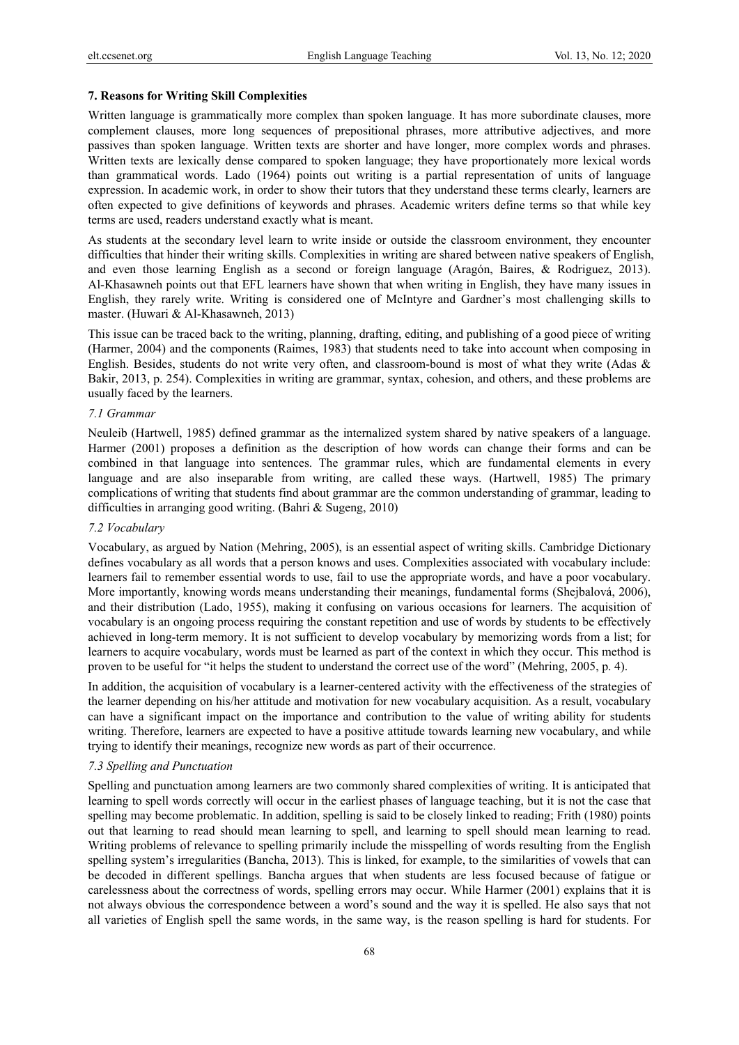## 7. Reasons for Writing Skill Complexities

Written language is grammatically more complex than spoken language. It has more subordinate clauses, more complement clauses, more long sequences of prepositional phrases, more attributive adjectives, and more passives than spoken language. Written texts are shorter and have longer, more complex words and phrases. Written texts are lexically dense compared to spoken language; they have proportionately more lexical words than grammatical words. Lado (1964) points out writing is a partial representation of units of language expression. In academic work, in order to show their tutors that they understand these terms clearly, learners are often expected to give definitions of keywords and phrases. Academic writers define terms so that while key terms are used, readers understand exactly what is meant.

As students at the secondary level learn to write inside or outside the classroom environment, they encounter difficulties that hinder their writing skills. Complexities in writing are shared between native speakers of English, and even those learning English as a second or foreign language (Aragón, Baires, & Rodriguez, 2013). Al-Khasawneh points out that EFL learners have shown that when writing in English, they have many issues in English, they rarely write. Writing is considered one of McIntyre and Gardner's most challenging skills to master. (Huwari & Al-Khasawneh, 2013)

This issue can be traced back to the writing, planning, drafting, editing, and publishing of a good piece of writing (Harmer, 2004) and the components (Raimes, 1983) that students need to take into account when composing in English. Besides, students do not write very often, and classroom-bound is most of what they write (Adas & Bakir, 2013, p. 254). Complexities in writing are grammar, syntax, cohesion, and others, and these problems are usually faced by the learners.

### *7.1 Grammar*

Neuleib (Hartwell, 1985) defined grammar as the internalized system shared by native speakers of a language. Harmer (2001) proposes a definition as the description of how words can change their forms and can be combined in that language into sentences. The grammar rules, which are fundamental elements in every language and are also inseparable from writing, are called these ways. (Hartwell, 1985) The primary complications of writing that students find about grammar are the common understanding of grammar, leading to difficulties in arranging good writing. (Bahri & Sugeng, 2010)

### *7.2 Vocabulary*

Vocabulary, as argued by Nation (Mehring, 2005), is an essential aspect of writing skills. Cambridge Dictionary defines vocabulary as all words that a person knows and uses. Complexities associated with vocabulary include: learners fail to remember essential words to use, fail to use the appropriate words, and have a poor vocabulary. More importantly, knowing words means understanding their meanings, fundamental forms (Shejbalová, 2006), and their distribution (Lado, 1955), making it confusing on various occasions for learners. The acquisition of vocabulary is an ongoing process requiring the constant repetition and use of words by students to be effectively achieved in long-term memory. It is not sufficient to develop vocabulary by memorizing words from a list; for learners to acquire vocabulary, words must be learned as part of the context in which they occur. This method is proven to be useful for "it helps the student to understand the correct use of the word" (Mehring, 2005, p. 4).

In addition, the acquisition of vocabulary is a learner-centered activity with the effectiveness of the strategies of the learner depending on his/her attitude and motivation for new vocabulary acquisition. As a result, vocabulary can have a significant impact on the importance and contribution to the value of writing ability for students writing. Therefore, learners are expected to have a positive attitude towards learning new vocabulary, and while trying to identify their meanings, recognize new words as part of their occurrence.

### *7.3 Spelling and Punctuation*

Spelling and punctuation among learners are two commonly shared complexities of writing. It is anticipated that learning to spell words correctly will occur in the earliest phases of language teaching, but it is not the case that spelling may become problematic. In addition, spelling is said to be closely linked to reading; Frith (1980) points out that learning to read should mean learning to spell, and learning to spell should mean learning to read. Writing problems of relevance to spelling primarily include the misspelling of words resulting from the English spelling system's irregularities (Bancha, 2013). This is linked, for example, to the similarities of vowels that can be decoded in different spellings. Bancha argues that when students are less focused because of fatigue or carelessness about the correctness of words, spelling errors may occur. While Harmer (2001) explains that it is not always obvious the correspondence between a word's sound and the way it is spelled. He also says that not all varieties of English spell the same words, in the same way, is the reason spelling is hard for students. For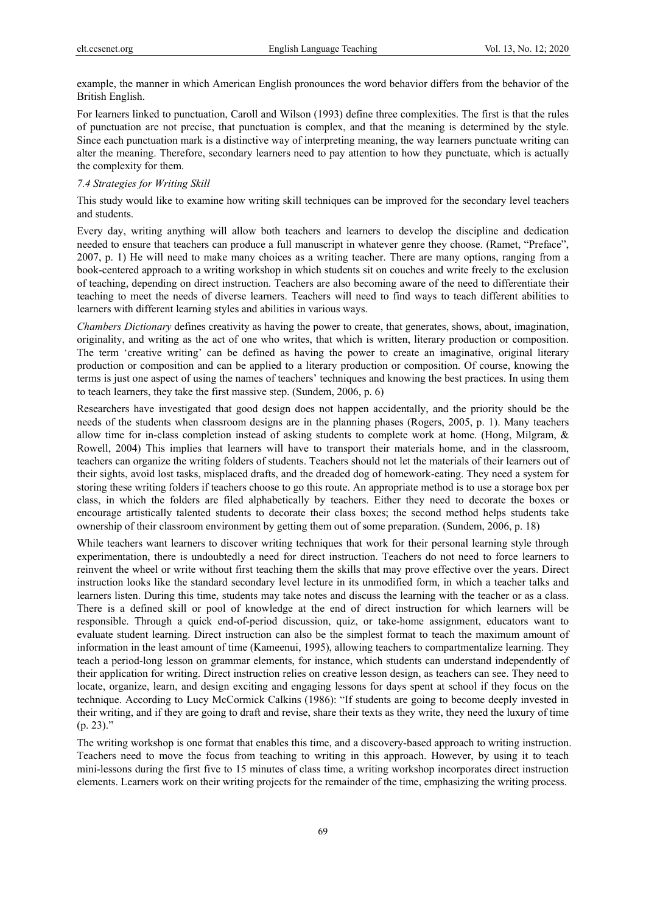example, the manner in which American English pronounces the word behavior differs from the behavior of the British English.

For learners linked to punctuation, Caroll and Wilson (1993) define three complexities. The first is that the rules of punctuation are not precise, that punctuation is complex, and that the meaning is determined by the style. Since each punctuation mark is a distinctive way of interpreting meaning, the way learners punctuate writing can alter the meaning. Therefore, secondary learners need to pay attention to how they punctuate, which is actually the complexity for them.

### *7.4 Strategies for Writing Skill*

This study would like to examine how writing skill techniques can be improved for the secondary level teachers and students.

Every day, writing anything will allow both teachers and learners to develop the discipline and dedication needed to ensure that teachers can produce a full manuscript in whatever genre they choose. (Ramet, "Preface", 2007, p. 1) He will need to make many choices as a writing teacher. There are many options, ranging from a book-centered approach to a writing workshop in which students sit on couches and write freely to the exclusion of teaching, depending on direct instruction. Teachers are also becoming aware of the need to differentiate their teaching to meet the needs of diverse learners. Teachers will need to find ways to teach different abilities to learners with different learning styles and abilities in various ways.

*Chambers Dictionary* defines creativity as having the power to create, that generates, shows, about, imagination, originality, and writing as the act of one who writes, that which is written, literary production or composition. The term 'creative writing' can be defined as having the power to create an imaginative, original literary production or composition and can be applied to a literary production or composition. Of course, knowing the terms is just one aspect of using the names of teachers' techniques and knowing the best practices. In using them to teach learners, they take the first massive step. (Sundem, 2006, p. 6)

Researchers have investigated that good design does not happen accidentally, and the priority should be the needs of the students when classroom designs are in the planning phases (Rogers, 2005, p. 1). Many teachers allow time for in-class completion instead of asking students to complete work at home. (Hong, Milgram, & Rowell, 2004) This implies that learners will have to transport their materials home, and in the classroom, teachers can organize the writing folders of students. Teachers should not let the materials of their learners out of their sights, avoid lost tasks, misplaced drafts, and the dreaded dog of homework-eating. They need a system for storing these writing folders if teachers choose to go this route. An appropriate method is to use a storage box per class, in which the folders are filed alphabetically by teachers. Either they need to decorate the boxes or encourage artistically talented students to decorate their class boxes; the second method helps students take ownership of their classroom environment by getting them out of some preparation. (Sundem, 2006, p. 18)

While teachers want learners to discover writing techniques that work for their personal learning style through experimentation, there is undoubtedly a need for direct instruction. Teachers do not need to force learners to reinvent the wheel or write without first teaching them the skills that may prove effective over the years. Direct instruction looks like the standard secondary level lecture in its unmodified form, in which a teacher talks and learners listen. During this time, students may take notes and discuss the learning with the teacher or as a class. There is a defined skill or pool of knowledge at the end of direct instruction for which learners will be responsible. Through a quick end-of-period discussion, quiz, or take-home assignment, educators want to evaluate student learning. Direct instruction can also be the simplest format to teach the maximum amount of information in the least amount of time (Kameenui, 1995), allowing teachers to compartmentalize learning. They teach a period-long lesson on grammar elements, for instance, which students can understand independently of their application for writing. Direct instruction relies on creative lesson design, as teachers can see. They need to locate, organize, learn, and design exciting and engaging lessons for days spent at school if they focus on the technique. According to Lucy McCormick Calkins (1986): "If students are going to become deeply invested in their writing, and if they are going to draft and revise, share their texts as they write, they need the luxury of time (p. 23)."

The writing workshop is one format that enables this time, and a discovery-based approach to writing instruction. Teachers need to move the focus from teaching to writing in this approach. However, by using it to teach mini-lessons during the first five to 15 minutes of class time, a writing workshop incorporates direct instruction elements. Learners work on their writing projects for the remainder of the time, emphasizing the writing process.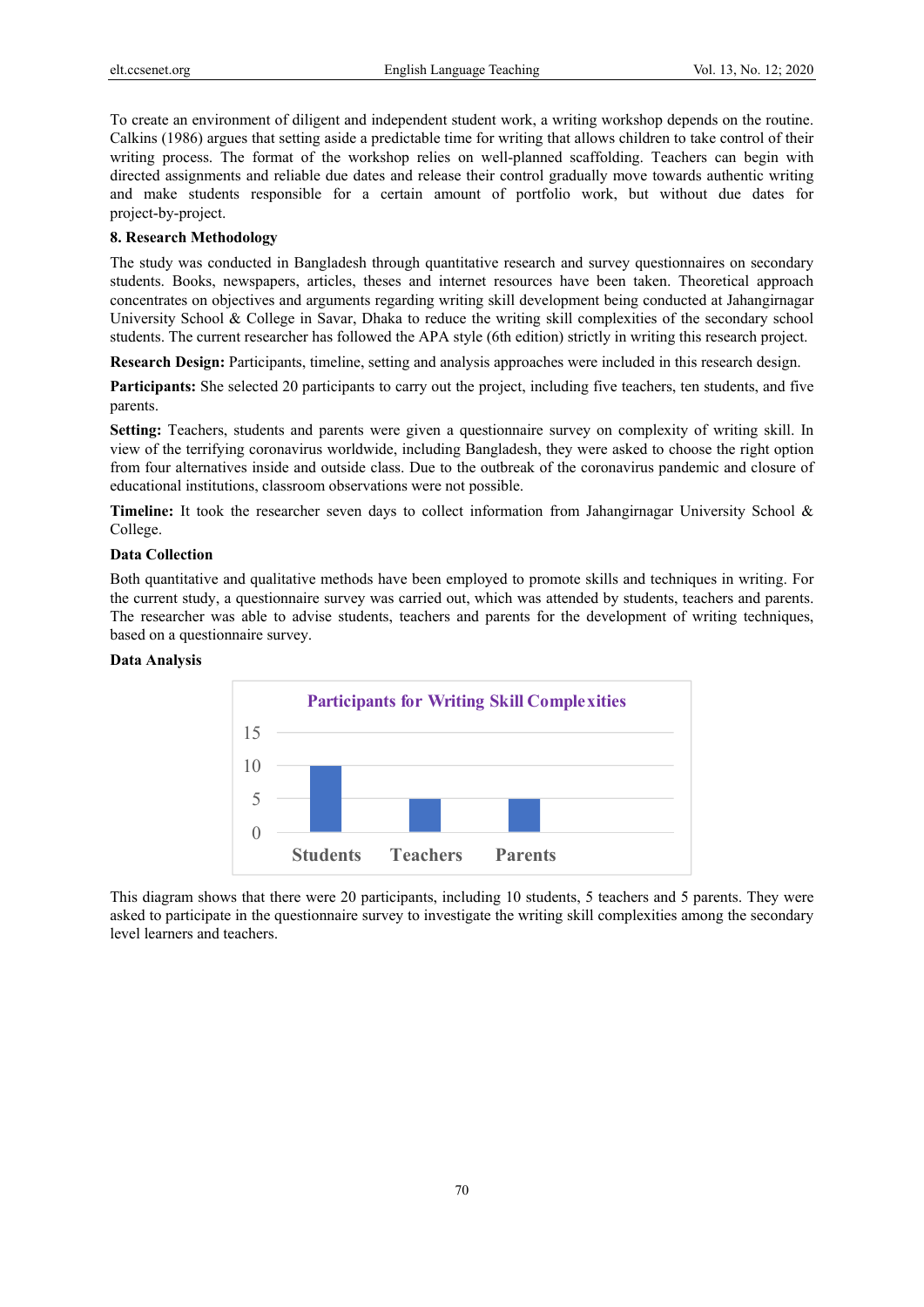To create an environment of diligent and independent student work, a writing workshop depends on the routine. Calkins (1986) argues that setting aside a predictable time for writing that allows children to take control of their writing process. The format of the workshop relies on well-planned scaffolding. Teachers can begin with directed assignments and reliable due dates and release their control gradually move towards authentic writing and make students responsible for a certain amount of portfolio work, but without due dates for project-by-project.

## 8. Research Methodology

The study was conducted in Bangladesh through quantitative research and survey questionnaires on secondary students. Books, newspapers, articles, theses and internet resources have been taken. Theoretical approach concentrates on objectives and arguments regarding writing skill development being conducted at Jahangirnagar University School & College in Savar, Dhaka to reduce the writing skill complexities of the secondary school students. The current researcher has followed the APA style (6th edition) strictly in writing this research project.

**Research Design:** Participants, timeline, setting and analysis approaches were included in this research design.

**Participants:** She selected 20 participants to carry out the project, including five teachers, ten students, and five parents.

**Setting:** Teachers, students and parents were given a questionnaire survey on complexity of writing skill. In view of the terrifying coronavirus worldwide, including Bangladesh, they were asked to choose the right option from four alternatives inside and outside class. Due to the outbreak of the coronavirus pandemic and closure of educational institutions, classroom observations were not possible.

**Timeline:** It took the researcher seven days to collect information from Jahangirnagar University School & College.

### Data Collection

Both quantitative and qualitative methods have been employed to promote skills and techniques in writing. For the current study, a questionnaire survey was carried out, which was attended by students, teachers and parents. The researcher was able to advise students, teachers and parents for the development of writing techniques, based on a questionnaire survey.

### Data Analysis

**Participants for Writing Skill Complexities**

| Students | Teachers | Parents |
|---|---|---|
| 10 | 5 | 5 |

This diagram shows that there were 20 participants, including 10 students, 5 teachers and 5 parents. They were asked to participate in the questionnaire survey to investigate the writing skill complexities among the secondary level learners and teachers.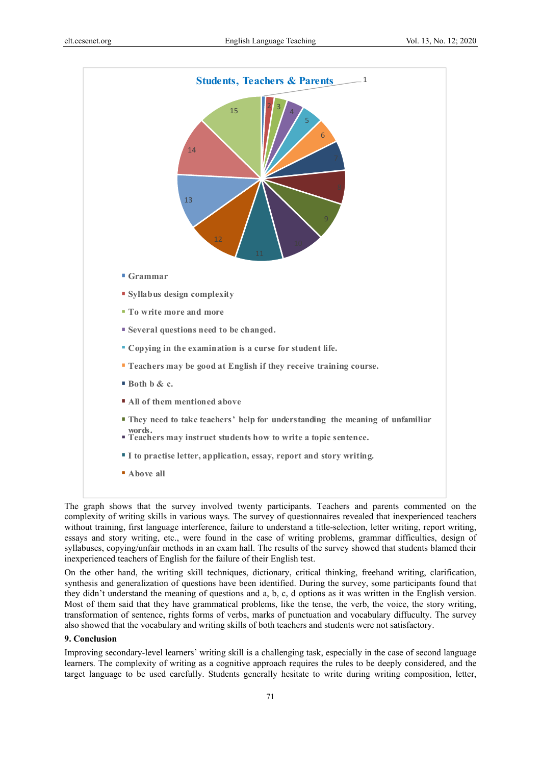**Students, Teachers & Parents**

- Grammar
- Syllabus design complexity
- To write more and more
- Several questions need to be changed.
- Copying in the examination is a curse for student life.
- Teachers may be good at English if they receive training course.
- Both b & c.
- All of them mentioned above
- They need to take teachers' help for understanding the meaning of unfamiliar words.
- Teachers may instruct students how to write a topic sentence.
- I to practise letter, application, essay, report and story writing.
- Above all

The graph shows that the survey involved twenty participants. Teachers and parents commented on the complexity of writing skills in various ways. The survey of questionnaires revealed that inexperienced teachers without training, first language interference, failure to understand a title-selection, letter writing, report writing, essays and story writing, etc., were found in the case of writing problems, grammar difficulties, design of syllabuses, copying/unfair methods in an exam hall. The results of the survey showed that students blamed their inexperienced teachers of English for the failure of their English test.

On the other hand, the writing skill techniques, dictionary, critical thinking, freehand writing, clarification, synthesis and generalization of questions have been identified. During the survey, some participants found that they didn't understand the meaning of questions and a, b, c, d options as it was written in the English version. Most of them said that they have grammatical problems, like the tense, the verb, the voice, the story writing, transformation of sentence, rights forms of verbs, marks of punctuation and vocabulary diffuculty. The survey also showed that the vocabulary and writing skills of both teachers and students were not satisfactory.

## 9. Conclusion

Improving secondary-level learners' writing skill is a challenging task, especially in the case of second language learners. The complexity of writing as a cognitive approach requires the rules to be deeply considered, and the target language to be used carefully. Students generally hesitate to write during writing composition, letter,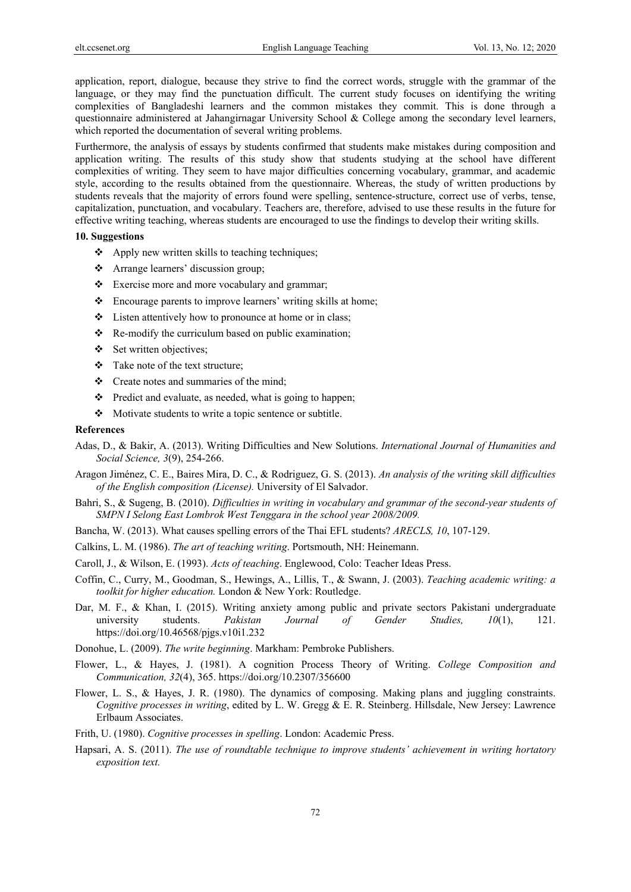application, report, dialogue, because they strive to find the correct words, struggle with the grammar of the language, or they may find the punctuation difficult. The current study focuses on identifying the writing complexities of Bangladeshi learners and the common mistakes they commit. This is done through a questionnaire administered at Jahangirnagar University School & College among the secondary level learners, which reported the documentation of several writing problems.

Furthermore, the analysis of essays by students confirmed that students make mistakes during composition and application writing. The results of this study show that students studying at the school have different complexities of writing. They seem to have major difficulties concerning vocabulary, grammar, and academic style, according to the results obtained from the questionnaire. Whereas, the study of written productions by students reveals that the majority of errors found were spelling, sentence-structure, correct use of verbs, tense, capitalization, punctuation, and vocabulary. Teachers are, therefore, advised to use these results in the future for effective writing teaching, whereas students are encouraged to use the findings to develop their writing skills.

## 10. Suggestions

- Apply new written skills to teaching techniques;
- Arrange learners' discussion group;
- Exercise more and more vocabulary and grammar;
- Encourage parents to improve learners' writing skills at home;
- Listen attentively how to pronounce at home or in class;
- Re-modify the curriculum based on public examination;
- Set written objectives;
- Take note of the text structure;
- Create notes and summaries of the mind;
- Predict and evaluate, as needed, what is going to happen;
- Motivate students to write a topic sentence or subtitle.

## References

Adas, D., & Bakir, A. (2013). Writing Difficulties and New Solutions. *International Journal of Humanities and Social Science, 3*(9), 254-266.

Aragon Jiménez, C. E., Baires Mira, D. C., & Rodriguez, G. S. (2013). *An analysis of the writing skill difficulties of the English composition (License).* University of El Salvador.

Bahri, S., & Sugeng, B. (2010). *Difficulties in writing in vocabulary and grammar of the second-year students of SMPN I Selong East Lombrok West Tenggara in the school year 2008/2009.*

Bancha, W. (2013). What causes spelling errors of the Thai EFL students? *ARECLS, 10*, 107-129.

Calkins, L. M. (1986). *The art of teaching writing*. Portsmouth, NH: Heinemann.

Caroll, J., & Wilson, E. (1993). *Acts of teaching*. Englewood, Colo: Teacher Ideas Press.

Coffin, C., Curry, M., Goodman, S., Hewings, A., Lillis, T., & Swann, J. (2003). *Teaching academic writing: a toolkit for higher education.* London & New York: Routledge.

Dar, M. F., & Khan, I. (2015). Writing anxiety among public and private sectors Pakistani undergraduate university students. *Pakistan Journal of Gender Studies, 10*(1), 121. https://doi.org/10.46568/pjgs.v10i1.232

Donohue, L. (2009). *The write beginning*. Markham: Pembroke Publishers.

Flower, L., & Hayes, J. (1981). A cognition Process Theory of Writing. *College Composition and Communication, 32*(4), 365. https://doi.org/10.2307/356600

Flower, L. S., & Hayes, J. R. (1980). The dynamics of composing. Making plans and juggling constraints. *Cognitive processes in writing*, edited by L. W. Gregg & E. R. Steinberg. Hillsdale, New Jersey: Lawrence Erlbaum Associates.

Frith, U. (1980). *Cognitive processes in spelling*. London: Academic Press.

Hapsari, A. S. (2011). *The use of roundtable technique to improve students' achievement in writing hortatory exposition text.*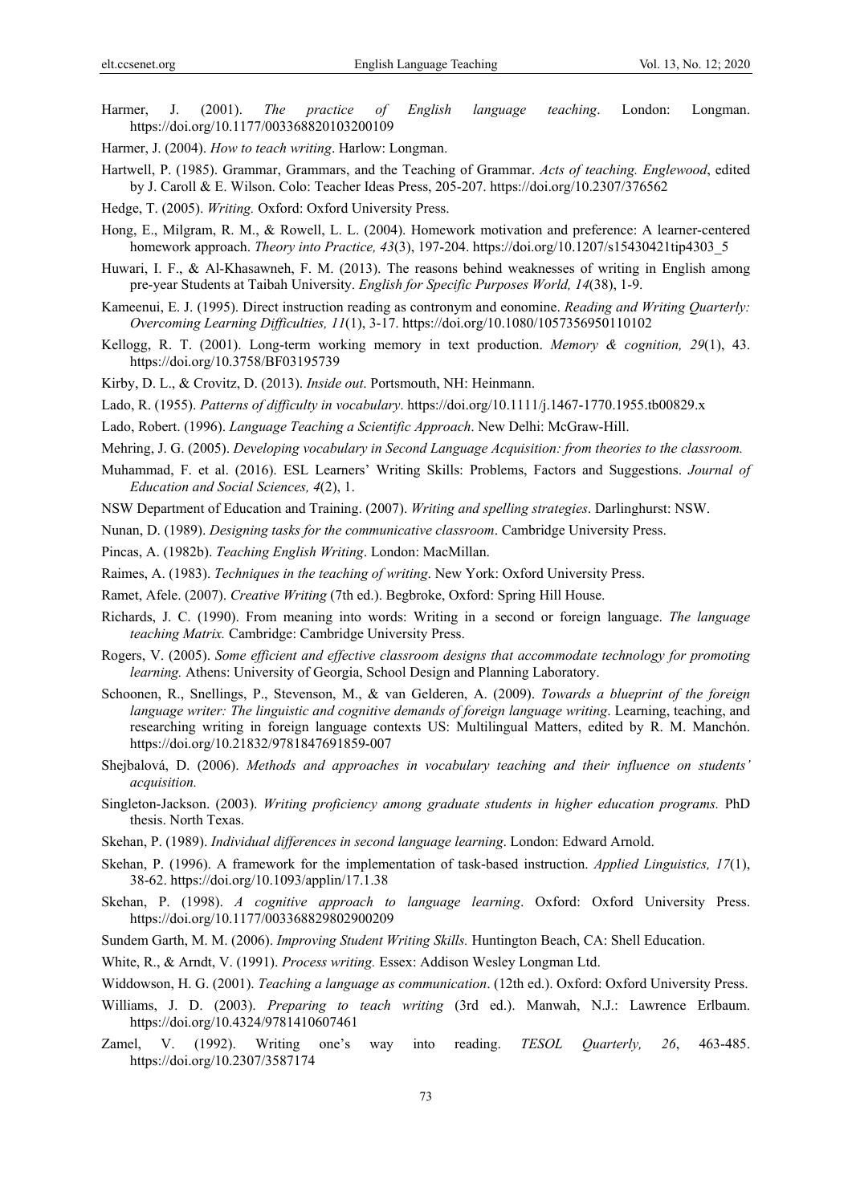Harmer, J. (2001). *The practice of English language teaching*. London: Longman. https://doi.org/10.1177/003368820103200109

Harmer, J. (2004). *How to teach writing*. Harlow: Longman.

Hartwell, P. (1985). Grammar, Grammars, and the Teaching of Grammar. *Acts of teaching. Englewood*, edited by J. Caroll & E. Wilson. Colo: Teacher Ideas Press, 205-207. https://doi.org/10.2307/376562

Hedge, T. (2005). *Writing.* Oxford: Oxford University Press.

Hong, E., Milgram, R. M., & Rowell, L. L. (2004). Homework motivation and preference: A learner-centered homework approach. *Theory into Practice, 43*(3), 197-204. https://doi.org/10.1207/s15430421tip4303_5

Huwari, I. F., & Al-Khasawneh, F. M. (2013). The reasons behind weaknesses of writing in English among pre-year Students at Taibah University. *English for Specific Purposes World, 14*(38), 1-9.

Kameenui, E. J. (1995). Direct instruction reading as contronym and eonomine. *Reading and Writing Quarterly: Overcoming Learning Difficulties, 11*(1), 3-17. https://doi.org/10.1080/1057356950110102

Kellogg, R. T. (2001). Long-term working memory in text production. *Memory & cognition, 29*(1), 43. https://doi.org/10.3758/BF03195739

Kirby, D. L., & Crovitz, D. (2013). *Inside out*. Portsmouth, NH: Heinmann.

Lado, R. (1955). *Patterns of difficulty in vocabulary*. https://doi.org/10.1111/j.1467-1770.1955.tb00829.x

Lado, Robert. (1996). *Language Teaching a Scientific Approach*. New Delhi: McGraw-Hill.

Mehring, J. G. (2005). *Developing vocabulary in Second Language Acquisition: from theories to the classroom.*

Muhammad, F. et al. (2016). ESL Learners' Writing Skills: Problems, Factors and Suggestions. *Journal of Education and Social Sciences, 4*(2), 1.

NSW Department of Education and Training. (2007). *Writing and spelling strategies*. Darlinghurst: NSW.

Nunan, D. (1989). *Designing tasks for the communicative classroom*. Cambridge University Press.

Pincas, A. (1982b). *Teaching English Writing*. London: MacMillan.

Raimes, A. (1983). *Techniques in the teaching of writing*. New York: Oxford University Press.

Ramet, Afele. (2007). *Creative Writing* (7th ed.). Begbroke, Oxford: Spring Hill House.

Richards, J. C. (1990). From meaning into words: Writing in a second or foreign language. *The language teaching Matrix.* Cambridge: Cambridge University Press.

Rogers, V. (2005). *Some efficient and effective classroom designs that accommodate technology for promoting learning.* Athens: University of Georgia, School Design and Planning Laboratory.

Schoonen, R., Snellings, P., Stevenson, M., & van Gelderen, A. (2009). *Towards a blueprint of the foreign language writer: The linguistic and cognitive demands of foreign language writing*. Learning, teaching, and researching writing in foreign language contexts US: Multilingual Matters, edited by R. M. Manchón. https://doi.org/10.21832/9781847691859-007

Shejbalová, D. (2006). *Methods and approaches in vocabulary teaching and their influence on students' acquisition.*

Singleton-Jackson. (2003). *Writing proficiency among graduate students in higher education programs.* PhD thesis. North Texas.

Skehan, P. (1989). *Individual differences in second language learning*. London: Edward Arnold.

Skehan, P. (1996). A framework for the implementation of task-based instruction. *Applied Linguistics, 17*(1), 38-62. https://doi.org/10.1093/applin/17.1.38

Skehan, P. (1998). *A cognitive approach to language learning*. Oxford: Oxford University Press. https://doi.org/10.1177/003368829802900209

Sundem Garth, M. M. (2006). *Improving Student Writing Skills.* Huntington Beach, CA: Shell Education.

White, R., & Arndt, V. (1991). *Process writing.* Essex: Addison Wesley Longman Ltd.

Widdowson, H. G. (2001). *Teaching a language as communication*. (12th ed.). Oxford: Oxford University Press.

Williams, J. D. (2003). *Preparing to teach writing* (3rd ed.). Manwah, N.J.: Lawrence Erlbaum. https://doi.org/10.4324/9781410607461

Zamel, V. (1992). Writing one's way into reading. *TESOL Quarterly, 26*, 463-485. https://doi.org/10.2307/3587174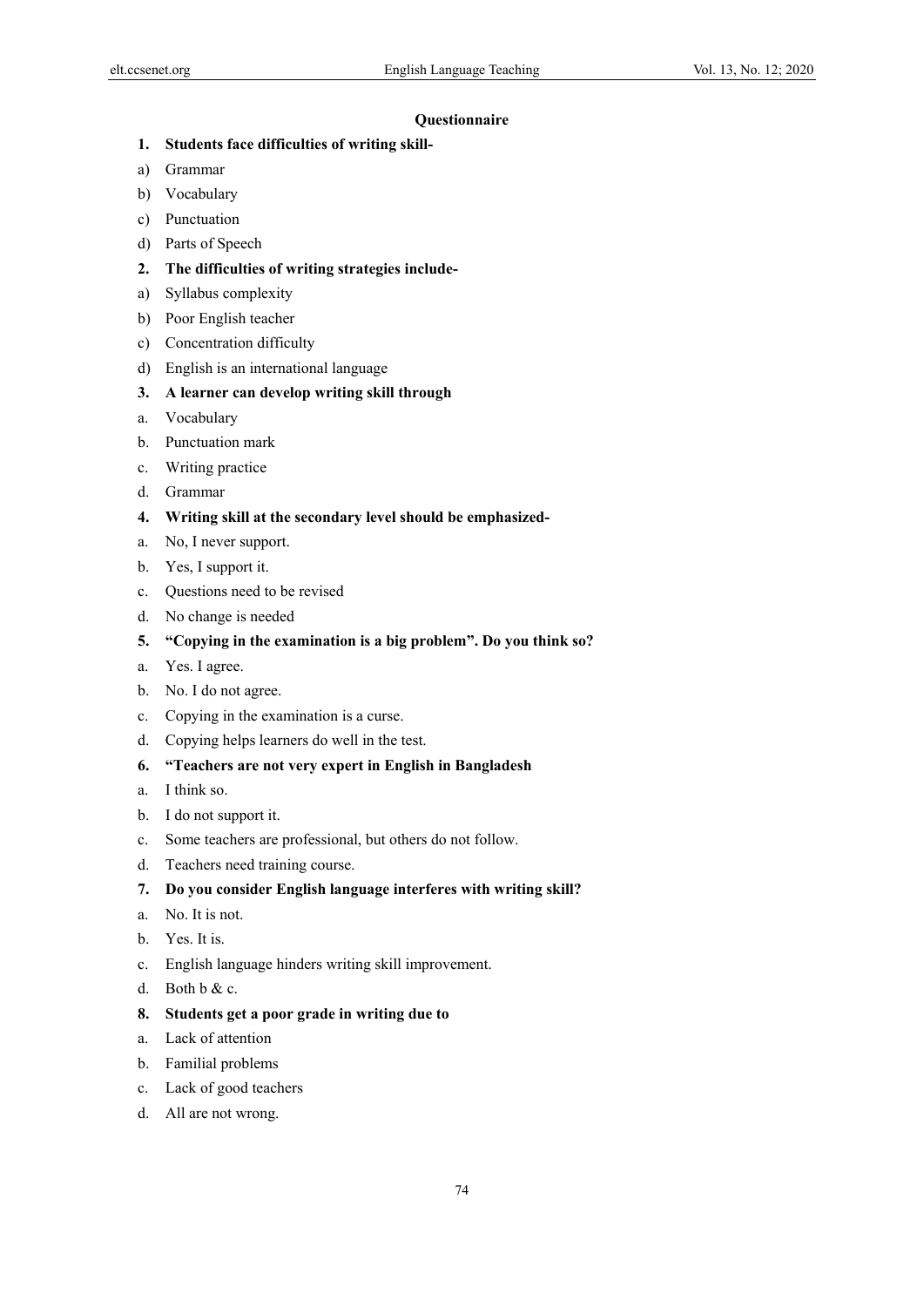**Questionnaire**

**1. Students face difficulties of writing skill-**

a) Grammar

b) Vocabulary

c) Punctuation

d) Parts of Speech

**2. The difficulties of writing strategies include-**

a) Syllabus complexity

b) Poor English teacher

c) Concentration difficulty

d) English is an international language

**3. A learner can develop writing skill through**

a. Vocabulary

b. Punctuation mark

c. Writing practice

d. Grammar

**4. Writing skill at the secondary level should be emphasized-**

a. No, I never support.

b. Yes, I support it.

c. Questions need to be revised

d. No change is needed

**5. "Copying in the examination is a big problem". Do you think so?**

a. Yes. I agree.

b. No. I do not agree.

c. Copying in the examination is a curse.

d. Copying helps learners do well in the test.

**6. "Teachers are not very expert in English in Bangladesh**

a. I think so.

b. I do not support it.

c. Some teachers are professional, but others do not follow.

d. Teachers need training course.

**7. Do you consider English language interferes with writing skill?**

a. No. It is not.

b. Yes. It is.

c. English language hinders writing skill improvement.

d. Both b & c.

**8. Students get a poor grade in writing due to**

a. Lack of attention

b. Familial problems

c. Lack of good teachers

d. All are not wrong.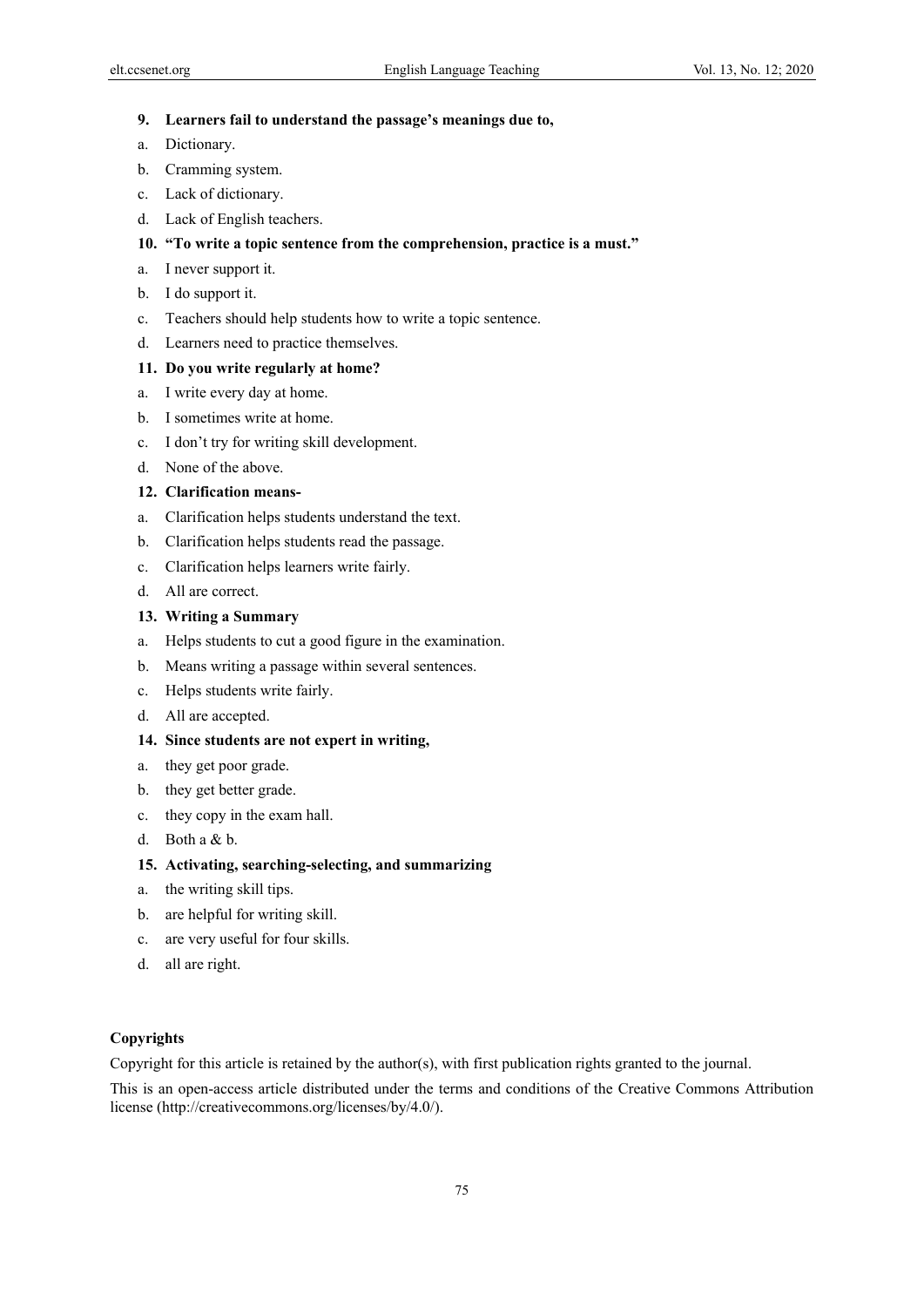**9. Learners fail to understand the passage's meanings due to,**

a. Dictionary.

b. Cramming system.

c. Lack of dictionary.

d. Lack of English teachers.

**10. "To write a topic sentence from the comprehension, practice is a must."**

a. I never support it.

b. I do support it.

c. Teachers should help students how to write a topic sentence.

d. Learners need to practice themselves.

**11. Do you write regularly at home?**

a. I write every day at home.

b. I sometimes write at home.

c. I don't try for writing skill development.

d. None of the above.

**12. Clarification means-**

a. Clarification helps students understand the text.

b. Clarification helps students read the passage.

c. Clarification helps learners write fairly.

d. All are correct.

**13. Writing a Summary**

a. Helps students to cut a good figure in the examination.

b. Means writing a passage within several sentences.

c. Helps students write fairly.

d. All are accepted.

**14. Since students are not expert in writing,**

a. they get poor grade.

b. they get better grade.

c. they copy in the exam hall.

d. Both a & b.

**15. Activating, searching-selecting, and summarizing**

a. the writing skill tips.

b. are helpful for writing skill.

c. are very useful for four skills.

d. all are right.

## Copyrights

Copyright for this article is retained by the author(s), with first publication rights granted to the journal.

This is an open-access article distributed under the terms and conditions of the Creative Commons Attribution license (http://creativecommons.org/licenses/by/4.0/).